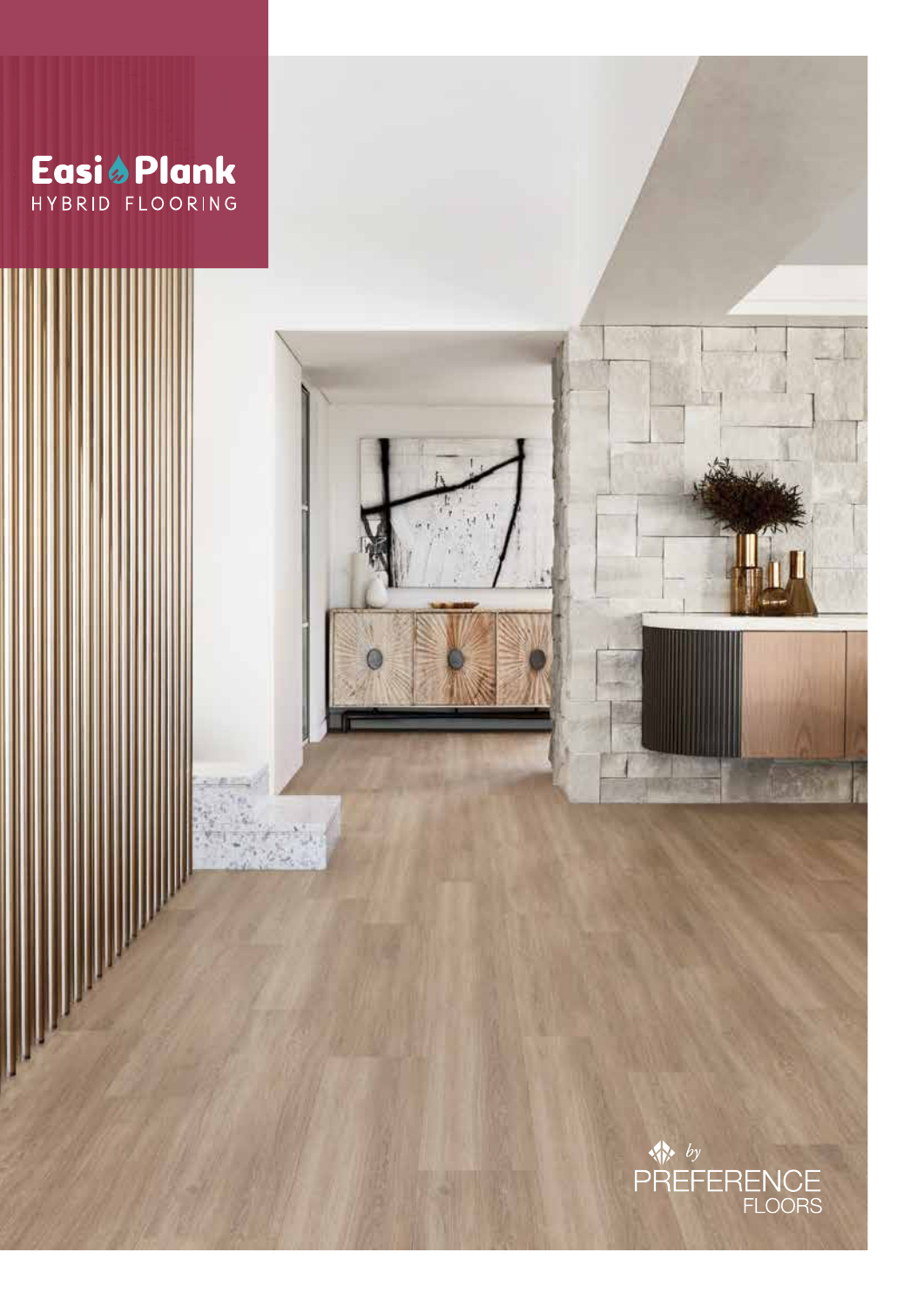# Easi Plank

HYBRID FLOORING

by PREFERENCE FLOORS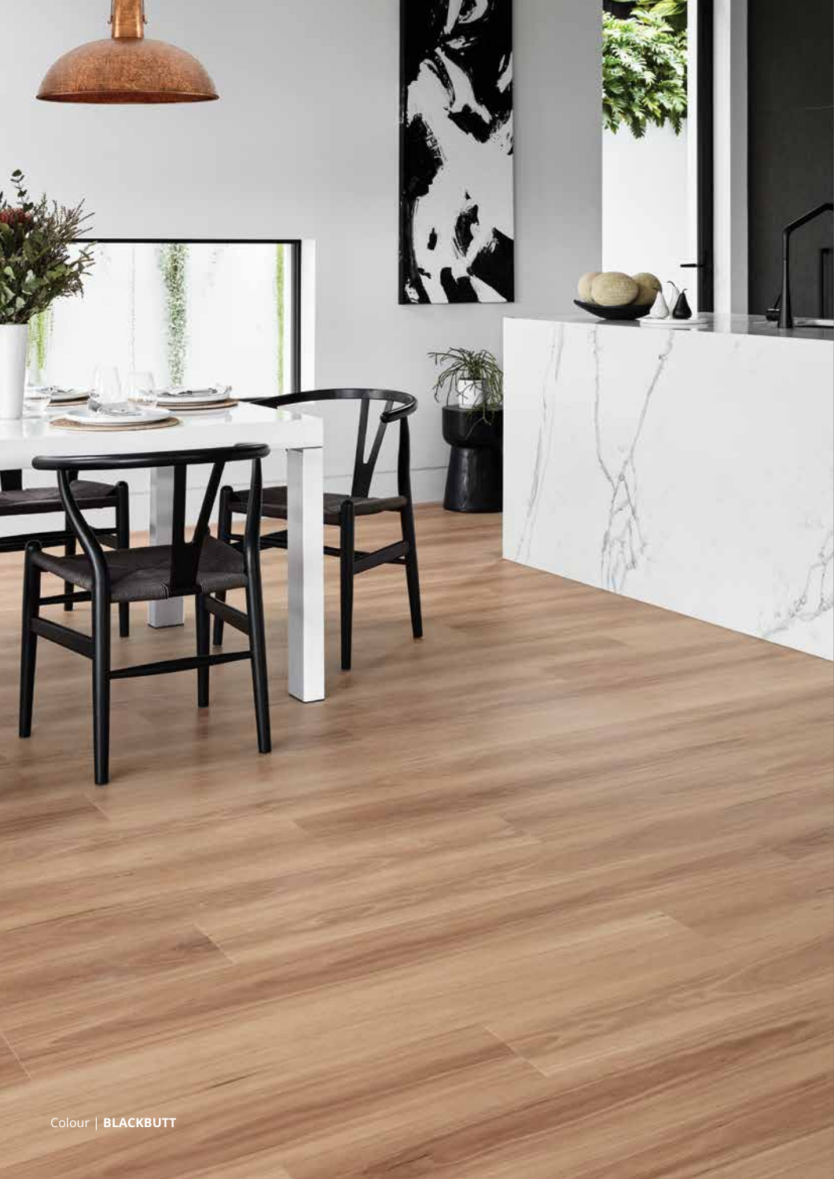Colour | **BLACKBUTT**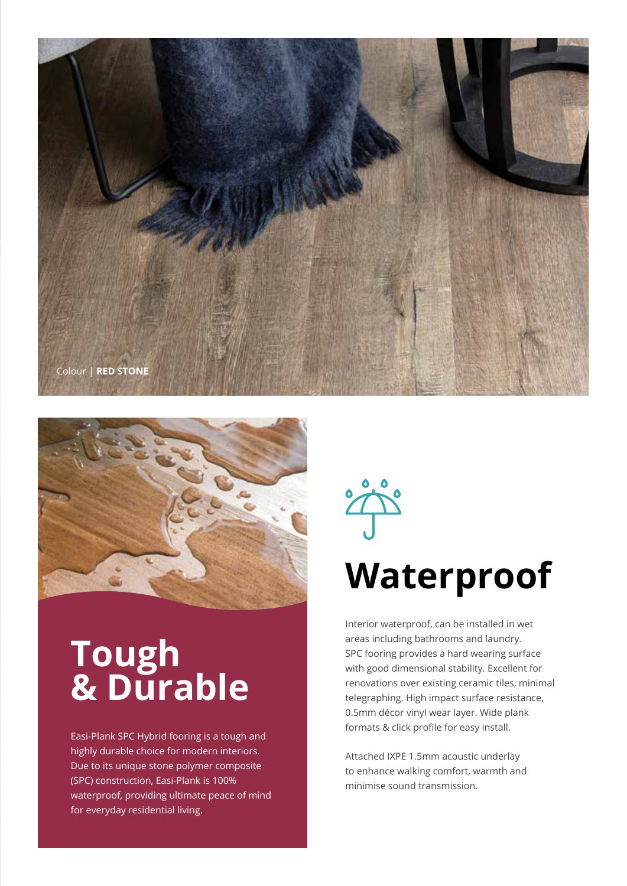Colour | **RED STONE**

# Tough & Durable

Easi-Plank SPC Hybrid fooring is a tough and highly durable choice for modern interiors. Due to its unique stone polymer composite (SPC) construction, Easi-Plank is 100% waterproof, providing ultimate peace of mind for everyday residential living.

# Waterproof

Interior waterproof, can be installed in wet areas including bathrooms and laundry. SPC fooring provides a hard wearing surface with good dimensional stability. Excellent for renovations over existing ceramic tiles, minimal telegraphing. High impact surface resistance, 0.5mm décor vinyl wear layer. Wide plank formats & click profile for easy install.

Attached IXPE 1.5mm acoustic underlay to enhance walking comfort, warmth and minimise sound transmission.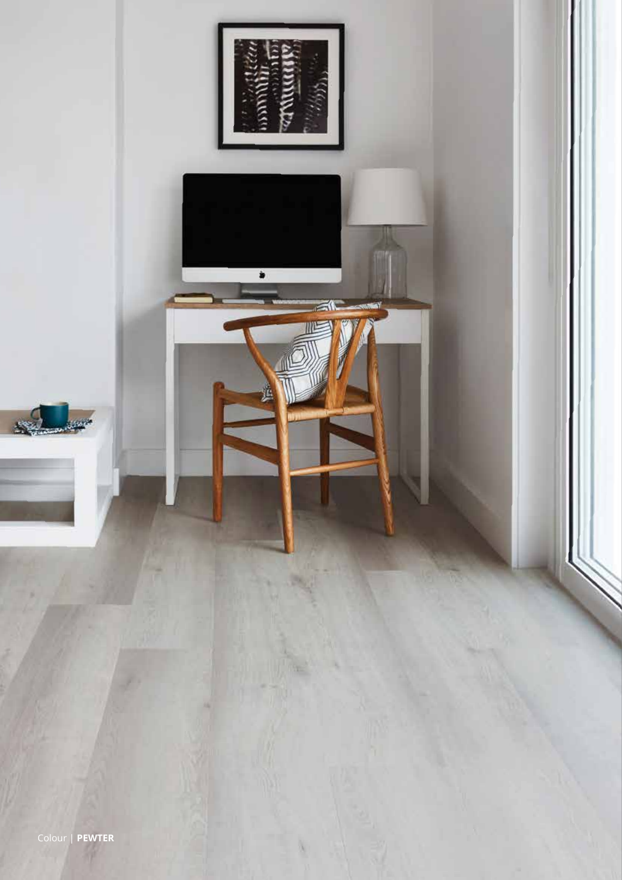Colour | **PEWTER**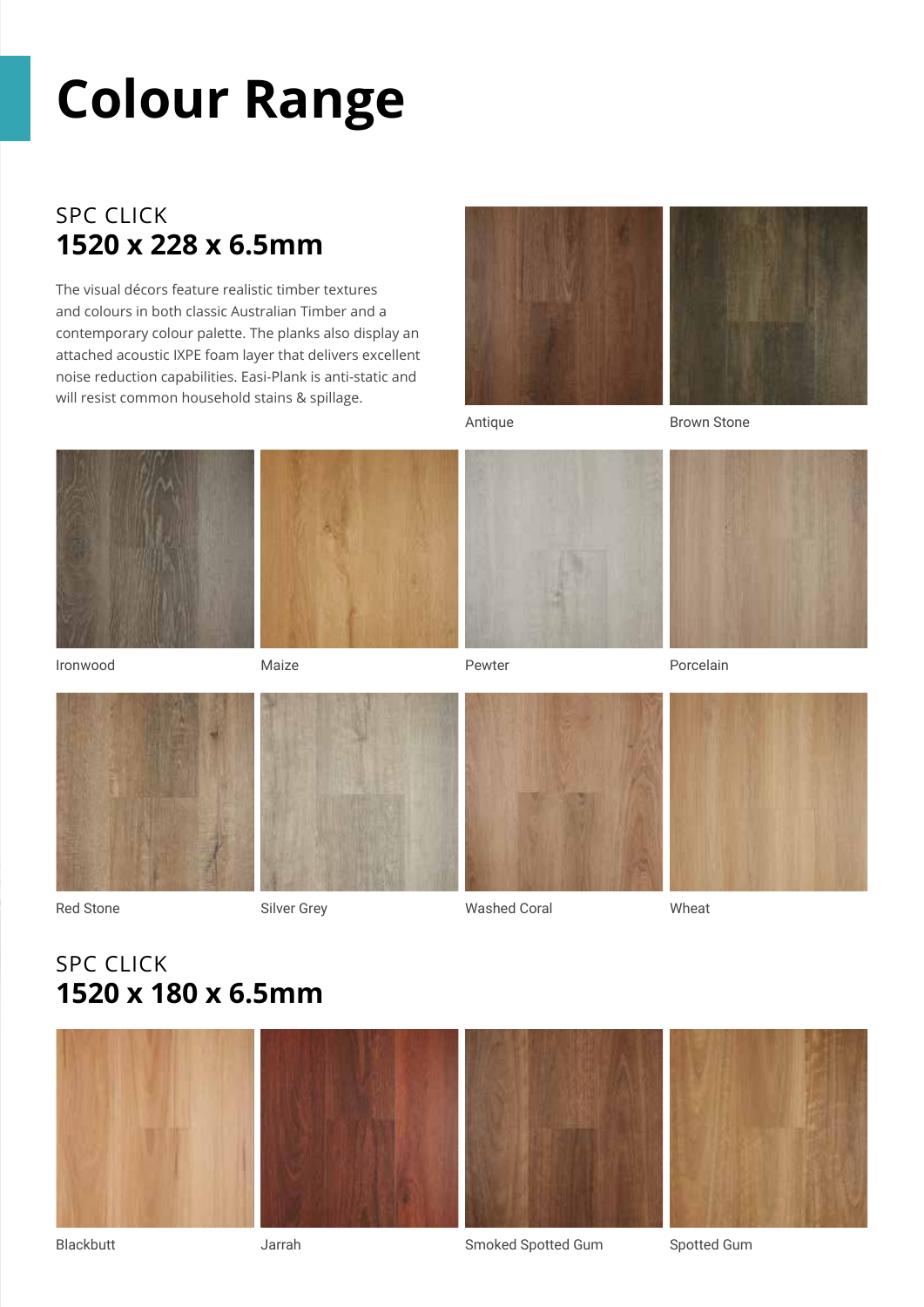# Colour Range

## SPC CLICK
## 1520 x 228 x 6.5mm

The visual décors feature realistic timber textures and colours in both classic Australian Timber and a contemporary colour palette. The planks also display an attached acoustic IXPE foam layer that delivers excellent noise reduction capabilities. Easi-Plank is anti-static and will resist common household stains & spillage.

Antique

Brown Stone

Ironwood

Maize

Pewter

Porcelain

Red Stone

Silver Grey

Washed Coral

Wheat

## SPC CLICK
## 1520 x 180 x 6.5mm

Blackbutt

Jarrah

Smoked Spotted Gum

Spotted Gum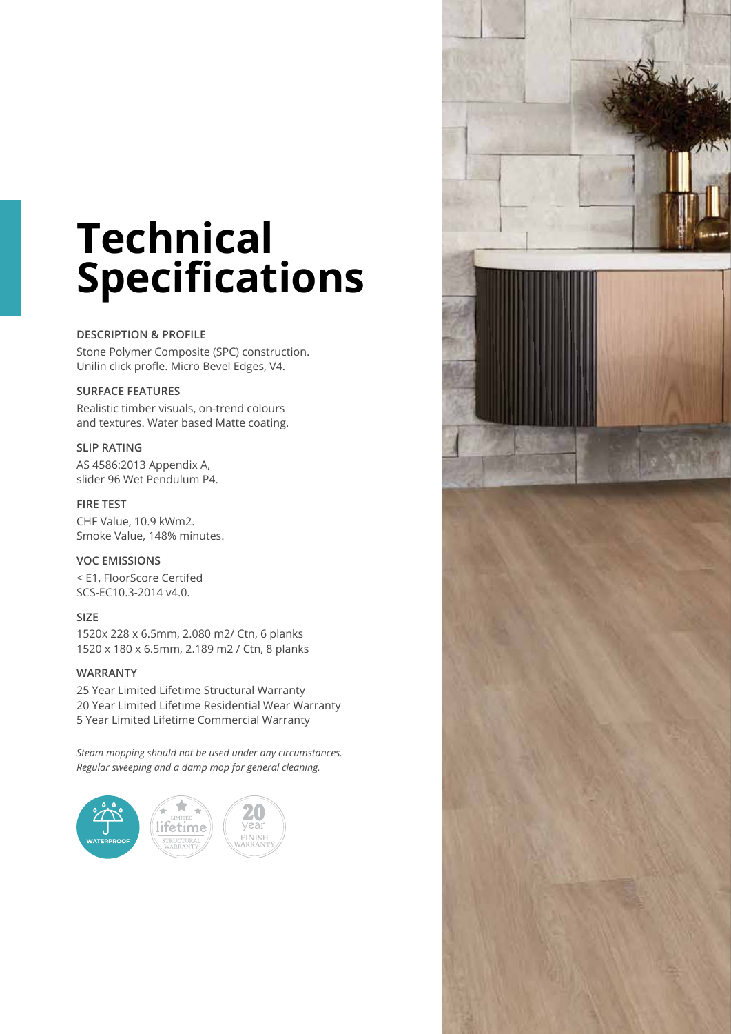# Technical Specifications

### DESCRIPTION & PROFILE

Stone Polymer Composite (SPC) construction.
Unilin click profle. Micro Bevel Edges, V4.

### SURFACE FEATURES

Realistic timber visuals, on-trend colours
and textures. Water based Matte coating.

### SLIP RATING

AS 4586:2013 Appendix A,
slider 96 Wet Pendulum P4.

### FIRE TEST

CHF Value, 10.9 kWm2.
Smoke Value, 148% minutes.

### VOC EMISSIONS

< E1, FloorScore Certifed
SCS-EC10.3-2014 v4.0.

### SIZE

1520x 228 x 6.5mm, 2.080 m2/ Ctn, 6 planks
1520 x 180 x 6.5mm, 2.189 m2 / Ctn, 8 planks

### WARRANTY

25 Year Limited Lifetime Structural Warranty
20 Year Limited Lifetime Residential Wear Warranty
5 Year Limited Lifetime Commercial Warranty

*Steam mopping should not be used under any circumstances.
Regular sweeping and a damp mop for general cleaning.*

WATERPROOF

LIMITED lifetime STRUCTURAL WARRANTY

20 year FINISH WARRANTY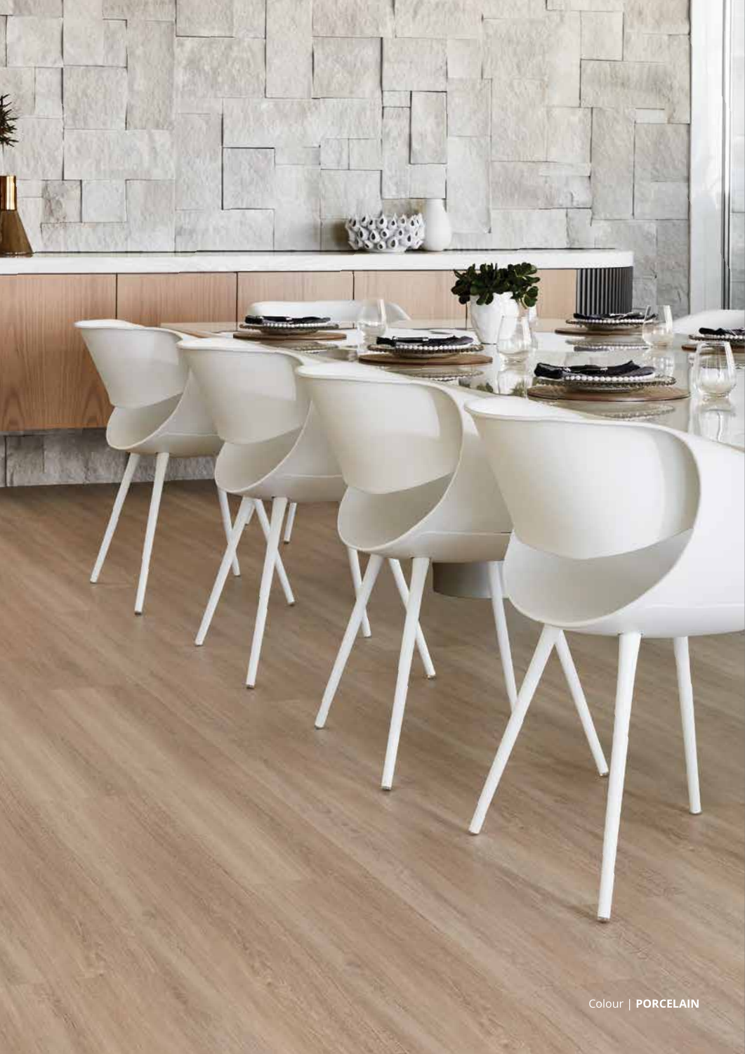Colour | **PORCELAIN**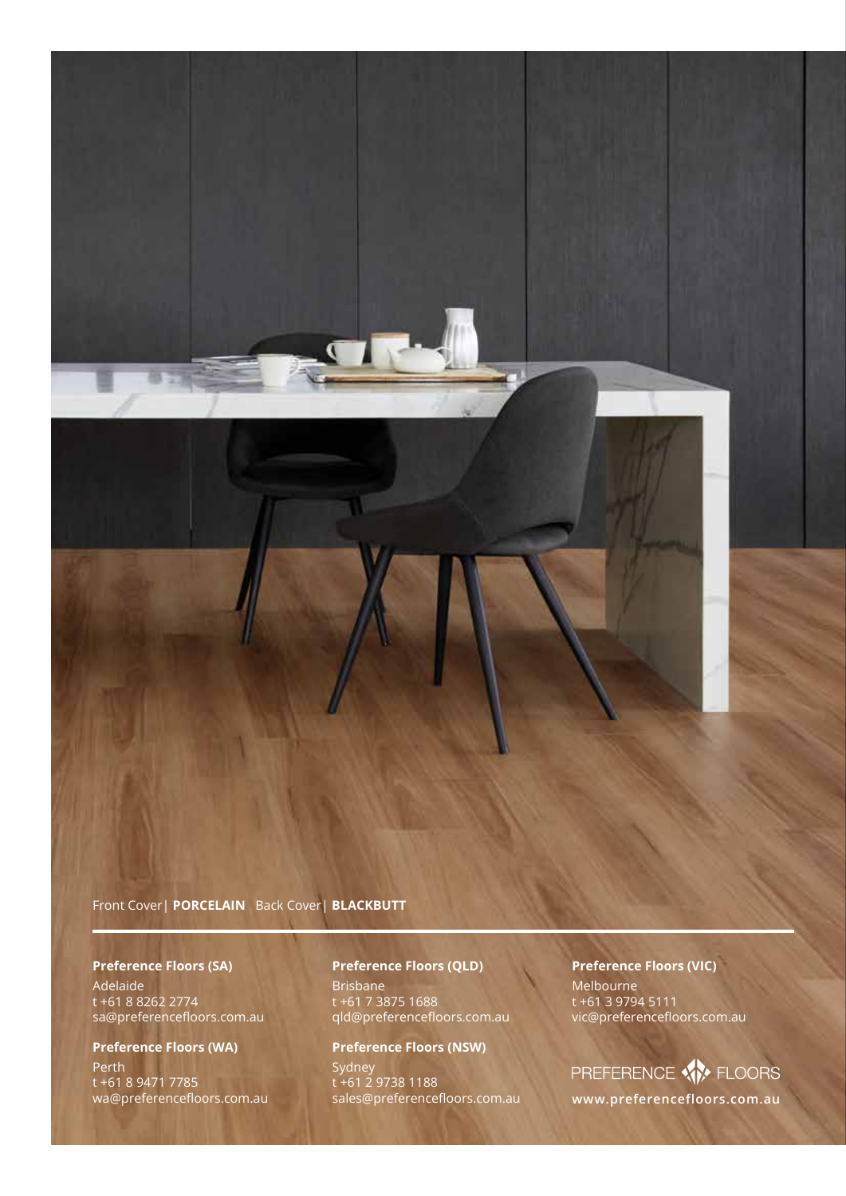Front Cover| **PORCELAIN** Back Cover| **BLACKBUTT**

**Preference Floors (SA)**
Adelaide
t +61 8 8262 2774
sa@preferencefloors.com.au

**Preference Floors (WA)**
Perth
t +61 8 9471 7785
wa@preferencefloors.com.au

**Preference Floors (QLD)**
Brisbane
t +61 7 3875 1688
qld@preferencefloors.com.au

**Preference Floors (NSW)**
Sydney
t +61 2 9738 1188
sales@preferencefloors.com.au

**Preference Floors (VIC)**
Melbourne
t +61 3 9794 5111
vic@preferencefloors.com.au

PREFERENCE FLOORS

**www.preferencefloors.com.au**